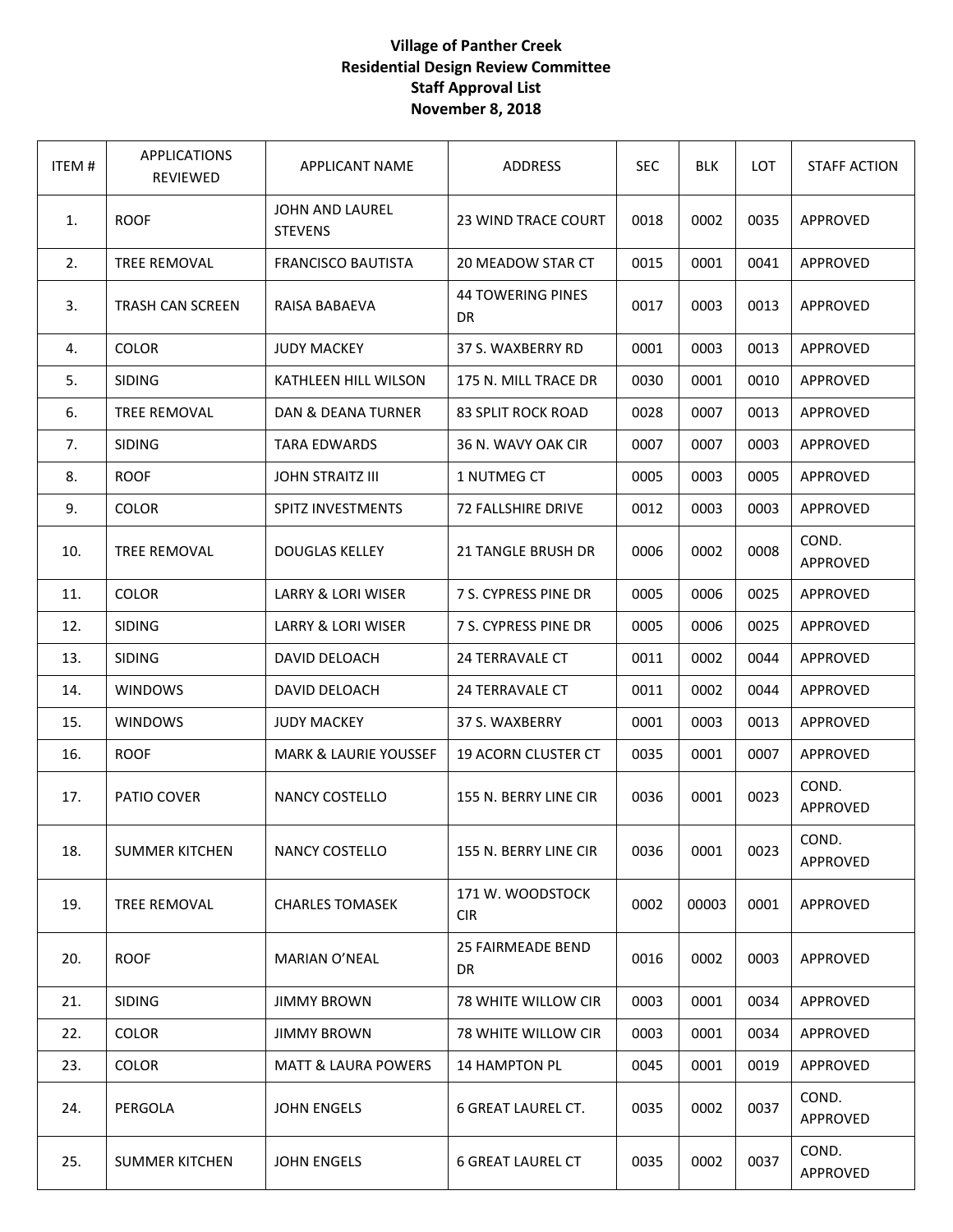**Village of Panther Creek**
**Residential Design Review Committee**
**Staff Approval List**
**November 8, 2018**

| ITEM # | APPLICATIONS REVIEWED | APPLICANT NAME | ADDRESS | SEC | BLK | LOT | STAFF ACTION |
|---|---|---|---|---|---|---|---|
| 1. | ROOF | JOHN AND LAUREL STEVENS | 23 WIND TRACE COURT | 0018 | 0002 | 0035 | APPROVED |
| 2. | TREE REMOVAL | FRANCISCO BAUTISTA | 20 MEADOW STAR CT | 0015 | 0001 | 0041 | APPROVED |
| 3. | TRASH CAN SCREEN | RAISA BABAEVA | 44 TOWERING PINES DR | 0017 | 0003 | 0013 | APPROVED |
| 4. | COLOR | JUDY MACKEY | 37 S. WAXBERRY RD | 0001 | 0003 | 0013 | APPROVED |
| 5. | SIDING | KATHLEEN HILL WILSON | 175 N. MILL TRACE DR | 0030 | 0001 | 0010 | APPROVED |
| 6. | TREE REMOVAL | DAN & DEANA TURNER | 83 SPLIT ROCK ROAD | 0028 | 0007 | 0013 | APPROVED |
| 7. | SIDING | TARA EDWARDS | 36 N. WAVY OAK CIR | 0007 | 0007 | 0003 | APPROVED |
| 8. | ROOF | JOHN STRAITZ III | 1 NUTMEG CT | 0005 | 0003 | 0005 | APPROVED |
| 9. | COLOR | SPITZ INVESTMENTS | 72 FALLSHIRE DRIVE | 0012 | 0003 | 0003 | APPROVED |
| 10. | TREE REMOVAL | DOUGLAS KELLEY | 21 TANGLE BRUSH DR | 0006 | 0002 | 0008 | COND. APPROVED |
| 11. | COLOR | LARRY & LORI WISER | 7 S. CYPRESS PINE DR | 0005 | 0006 | 0025 | APPROVED |
| 12. | SIDING | LARRY & LORI WISER | 7 S. CYPRESS PINE DR | 0005 | 0006 | 0025 | APPROVED |
| 13. | SIDING | DAVID DELOACH | 24 TERRAVALE CT | 0011 | 0002 | 0044 | APPROVED |
| 14. | WINDOWS | DAVID DELOACH | 24 TERRAVALE CT | 0011 | 0002 | 0044 | APPROVED |
| 15. | WINDOWS | JUDY MACKEY | 37 S. WAXBERRY | 0001 | 0003 | 0013 | APPROVED |
| 16. | ROOF | MARK & LAURIE YOUSSEF | 19 ACORN CLUSTER CT | 0035 | 0001 | 0007 | APPROVED |
| 17. | PATIO COVER | NANCY COSTELLO | 155 N. BERRY LINE CIR | 0036 | 0001 | 0023 | COND. APPROVED |
| 18. | SUMMER KITCHEN | NANCY COSTELLO | 155 N. BERRY LINE CIR | 0036 | 0001 | 0023 | COND. APPROVED |
| 19. | TREE REMOVAL | CHARLES TOMASEK | 171 W. WOODSTOCK CIR | 0002 | 00003 | 0001 | APPROVED |
| 20. | ROOF | MARIAN O'NEAL | 25 FAIRMEADE BEND DR | 0016 | 0002 | 0003 | APPROVED |
| 21. | SIDING | JIMMY BROWN | 78 WHITE WILLOW CIR | 0003 | 0001 | 0034 | APPROVED |
| 22. | COLOR | JIMMY BROWN | 78 WHITE WILLOW CIR | 0003 | 0001 | 0034 | APPROVED |
| 23. | COLOR | MATT & LAURA POWERS | 14 HAMPTON PL | 0045 | 0001 | 0019 | APPROVED |
| 24. | PERGOLA | JOHN ENGELS | 6 GREAT LAUREL CT. | 0035 | 0002 | 0037 | COND. APPROVED |
| 25. | SUMMER KITCHEN | JOHN ENGELS | 6 GREAT LAUREL CT | 0035 | 0002 | 0037 | COND. APPROVED |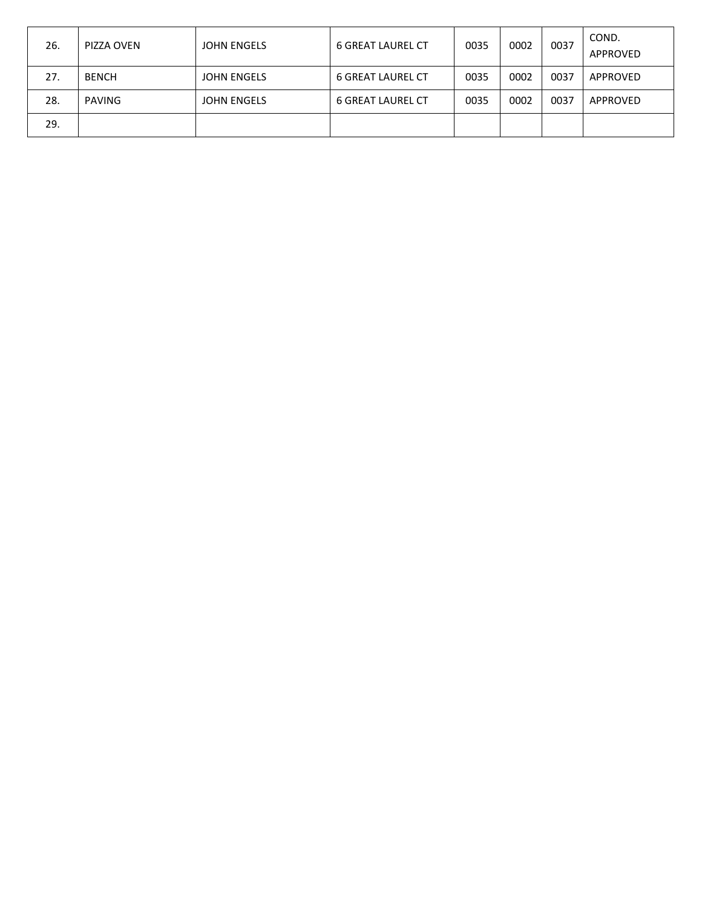| | | | | | | | |
|---|---|---|---|---|---|---|---|
| 26. | PIZZA OVEN | JOHN ENGELS | 6 GREAT LAUREL CT | 0035 | 0002 | 0037 | COND. APPROVED |
| 27. | BENCH | JOHN ENGELS | 6 GREAT LAUREL CT | 0035 | 0002 | 0037 | APPROVED |
| 28. | PAVING | JOHN ENGELS | 6 GREAT LAUREL CT | 0035 | 0002 | 0037 | APPROVED |
| 29. | | | | | | | |